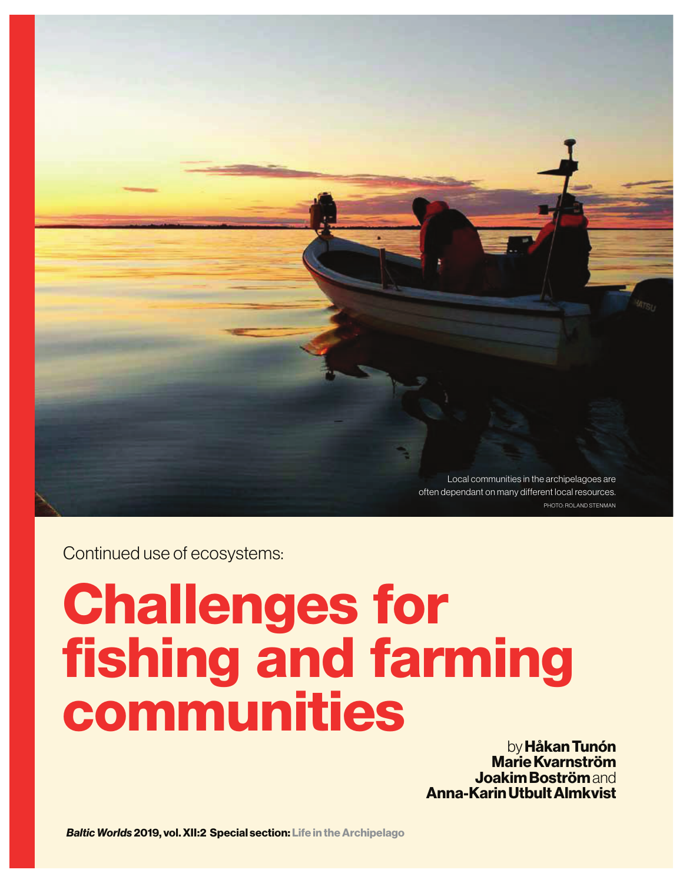Local communities in the archipelagoes are often dependant on many different local resources.

PHOTO: ROLAND STENMAN

Continued use of ecosystems:

# Challenges for fishing and farming communities

by **Håkan Tunón**
**Marie Kvarnström**
**Joakim Boström** and
**Anna-Karin Utbult Almkvist**

***Baltic Worlds* 2019, vol. XII:2 Special section: Life in the Archipelago**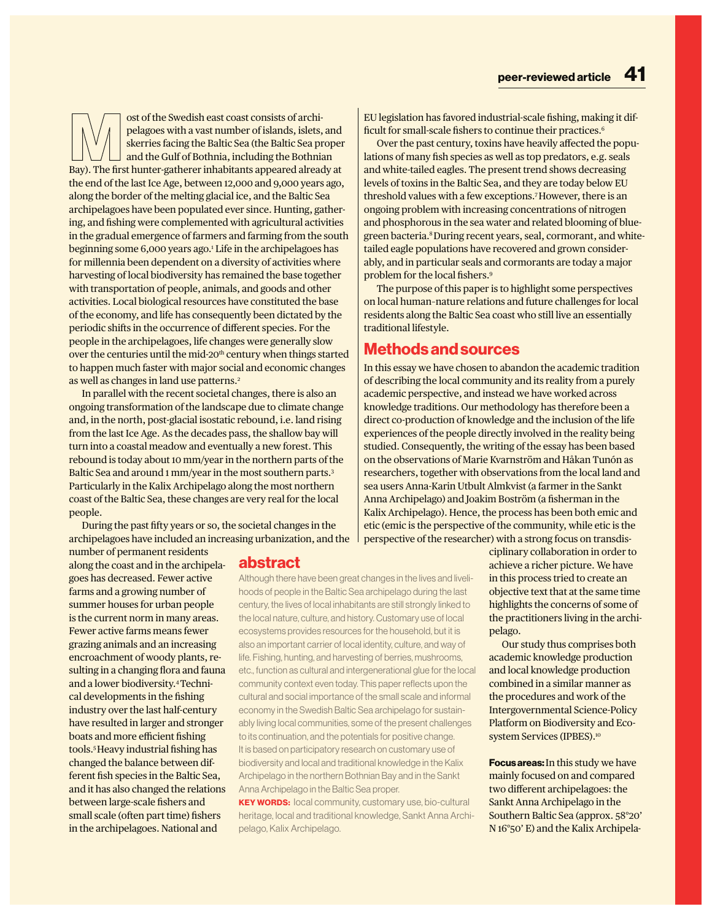Most of the Swedish east coast consists of archipelagoes with a vast number of islands, islets, and skerries facing the Baltic Sea proper and the Gulf of Bothnia, including the Bothnian Bay). The first hunter-gatherer inhabitants appeared already at the end of the last Ice Age, between 12,000 and 9,000 years ago, along the border of the melting glacial ice, and the Baltic Sea archipelagoes have been populated ever since. Hunting, gathering, and fishing were complemented with agricultural activities in the gradual emergence of farmers and farming from the south beginning some 6,000 years ago.[1] Life in the archipelagoes has for millennia been dependent on a diversity of activities where harvesting of local biodiversity has remained the base together with transportation of people, animals, and goods and other activities. Local biological resources have constituted the base of the economy, and life has consequently been dictated by the periodic shifts in the occurrence of different species. For the people in the archipelagoes, life changes were generally slow over the centuries until the mid-20th century when things started to happen much faster with major social and economic changes as well as changes in land use patterns.[2]

In parallel with the recent societal changes, there is also an ongoing transformation of the landscape due to climate change and, in the north, post-glacial isostatic rebound, i.e. land rising from the last Ice Age. As the decades pass, the shallow bay will turn into a coastal meadow and eventually a new forest. This rebound is today about 10 mm/year in the northern parts of the Baltic Sea and around 1 mm/year in the most southern parts.[3] Particularly in the Kalix Archipelago along the most northern coast of the Baltic Sea, these changes are very real for the local people.

During the past fifty years or so, the societal changes in the archipelagoes have included an increasing urbanization, and the number of permanent residents along the coast and in the archipelagoes has decreased. Fewer active farms and a growing number of summer houses for urban people is the current norm in many areas. Fewer active farms means fewer grazing animals and an increasing encroachment of woody plants, resulting in a changing flora and fauna and a lower biodiversity.[4] Technical developments in the fishing industry over the last half-century have resulted in larger and stronger boats and more efficient fishing tools.[5] Heavy industrial fishing has changed the balance between different fish species in the Baltic Sea, and it has also changed the relations between large-scale fishers and small scale (often part time) fishers in the archipelagoes. National and EU legislation has favored industrial-scale fishing, making it difficult for small-scale fishers to continue their practices.[6]

Over the past century, toxins have heavily affected the populations of many fish species as well as top predators, e.g. seals and white-tailed eagles. The present trend shows decreasing levels of toxins in the Baltic Sea, and they are today below EU threshold values with a few exceptions.[7] However, there is an ongoing problem with increasing concentrations of nitrogen and phosphorous in the sea water and related blooming of blue-green bacteria.[8] During recent years, seal, cormorant, and white-tailed eagle populations have recovered and grown considerably, and in particular seals and cormorants are today a major problem for the local fishers.[9]

The purpose of this paper is to highlight some perspectives on local human–nature relations and future challenges for local residents along the Baltic Sea coast who still live an essentially traditional lifestyle.

## abstract

Although there have been great changes in the lives and livelihoods of people in the Baltic Sea archipelago during the last century, the lives of local inhabitants are still strongly linked to the local nature, culture, and history. Customary use of local ecosystems provides resources for the household, but it is also an important carrier of local identity, culture, and way of life. Fishing, hunting, and harvesting of berries, mushrooms, etc., function as cultural and intergenerational glue for the local community context even today. This paper reflects upon the cultural and social importance of the small scale and informal economy in the Swedish Baltic Sea archipelago for sustainably living local communities, some of the present challenges to its continuation, and the potentials for positive change. It is based on participatory research on customary use of biodiversity and local and traditional knowledge in the Kalix Archipelago in the northern Bothnian Bay and in the Sankt Anna Archipelago in the Baltic Sea proper.

**KEY WORDS:** local community, customary use, bio-cultural heritage, local and traditional knowledge, Sankt Anna Archipelago, Kalix Archipelago.

## Methods and sources

In this essay we have chosen to abandon the academic tradition of describing the local community and its reality from a purely academic perspective, and instead we have worked across knowledge traditions. Our methodology has therefore been a direct co-production of knowledge and the inclusion of the life experiences of the people directly involved in the reality being studied. Consequently, the writing of the essay has been based on the observations of Marie Kvarnström and Håkan Tunón as researchers, together with observations from the local land and sea users Anna-Karin Utbult Almkvist (a farmer in the Sankt Anna Archipelago) and Joakim Boström (a fisherman in the Kalix Archipelago). Hence, the process has been both emic and etic (emic is the perspective of the community, while etic is the perspective of the researcher) with a strong focus on transdisciplinary collaboration in order to achieve a richer picture. We have in this process tried to create an objective text that at the same time highlights the concerns of some of the practitioners living in the archipelago.

Our study thus comprises both academic knowledge production and local knowledge production combined in a similar manner as the procedures and work of the Intergovernmental Science-Policy Platform on Biodiversity and Ecosystem Services (IPBES).[10]

**Focus areas:** In this study we have mainly focused on and compared two different archipelagoes: the Sankt Anna Archipelago in the Southern Baltic Sea (approx. 58°20' N 16°50' E) and the Kalix Archipela-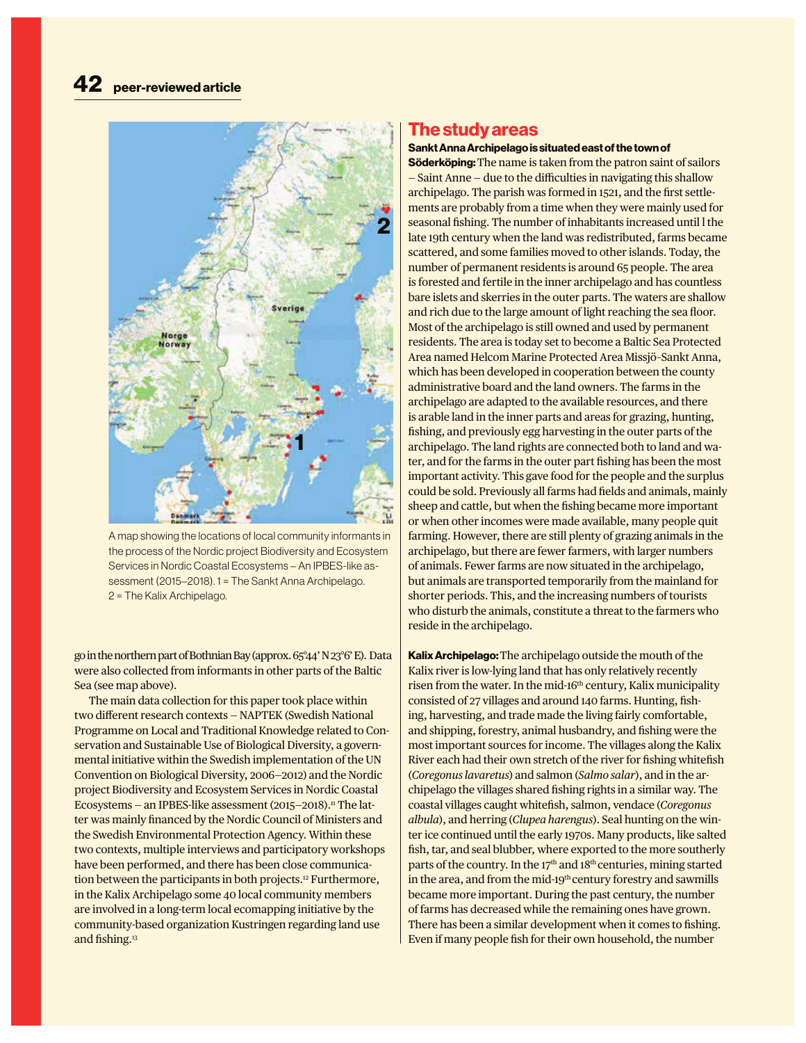A map showing the locations of local community informants in the process of the Nordic project Biodiversity and Ecosystem Services in Nordic Coastal Ecosystems – An IPBES-like assessment (2015–2018). 1 = The Sankt Anna Archipelago. 2 = The Kalix Archipelago.

go in the northern part of Bothnian Bay (approx. 65°44' N 23°6' E). Data were also collected from informants in other parts of the Baltic Sea (see map above).

The main data collection for this paper took place within two different research contexts – NAPTEK (Swedish National Programme on Local and Traditional Knowledge related to Conservation and Sustainable Use of Biological Diversity, a governmental initiative within the Swedish implementation of the UN Convention on Biological Diversity, 2006–2012) and the Nordic project Biodiversity and Ecosystem Services in Nordic Coastal Ecosystems – an IPBES-like assessment (2015–2018).[11] The latter was mainly financed by the Nordic Council of Ministers and the Swedish Environmental Protection Agency. Within these two contexts, multiple interviews and participatory workshops have been performed, and there has been close communication between the participants in both projects.[12] Furthermore, in the Kalix Archipelago some 40 local community members are involved in a long-term local ecomapping initiative by the community-based organization Kustringen regarding land use and fishing.[13]

## The study areas

**Sankt Anna Archipelago is situated east of the town of Söderköping:** The name is taken from the patron saint of sailors – Saint Anne – due to the difficulties in navigating this shallow archipelago. The parish was formed in 1521, and the first settlements are probably from a time when they were mainly used for seasonal fishing. The number of inhabitants increased until l the late 19th century when the land was redistributed, farms became scattered, and some families moved to other islands. Today, the number of permanent residents is around 65 people. The area is forested and fertile in the inner archipelago and has countless bare islets and skerries in the outer parts. The waters are shallow and rich due to the large amount of light reaching the sea floor. Most of the archipelago is still owned and used by permanent residents. The area is today set to become a Baltic Sea Protected Area named Helcom Marine Protected Area Missjö-Sankt Anna, which has been developed in cooperation between the county administrative board and the land owners. The farms in the archipelago are adapted to the available resources, and there is arable land in the inner parts and areas for grazing, hunting, fishing, and previously egg harvesting in the outer parts of the archipelago. The land rights are connected both to land and water, and for the farms in the outer part fishing has been the most important activity. This gave food for the people and the surplus could be sold. Previously all farms had fields and animals, mainly sheep and cattle, but when the fishing became more important or when other incomes were made available, many people quit farming. However, there are still plenty of grazing animals in the archipelago, but there are fewer farmers, with larger numbers of animals. Fewer farms are now situated in the archipelago, but animals are transported temporarily from the mainland for shorter periods. This, and the increasing numbers of tourists who disturb the animals, constitute a threat to the farmers who reside in the archipelago.

**Kalix Archipelago:** The archipelago outside the mouth of the Kalix river is low-lying land that has only relatively recently risen from the water. In the mid-16th century, Kalix municipality consisted of 27 villages and around 140 farms. Hunting, fishing, harvesting, and trade made the living fairly comfortable, and shipping, forestry, animal husbandry, and fishing were the most important sources for income. The villages along the Kalix River each had their own stretch of the river for fishing whitefish (*Coregonus lavaretus*) and salmon (*Salmo salar*), and in the archipelago the villages shared fishing rights in a similar way. The coastal villages caught whitefish, salmon, vendace (*Coregonus albula*), and herring (*Clupea harengus*). Seal hunting on the winter ice continued until the early 1970s. Many products, like salted fish, tar, and seal blubber, where exported to the more southerly parts of the country. In the 17th and 18th centuries, mining started in the area, and from the mid-19th century forestry and sawmills became more important. During the past century, the number of farms has decreased while the remaining ones have grown. There has been a similar development when it comes to fishing. Even if many people fish for their own household, the number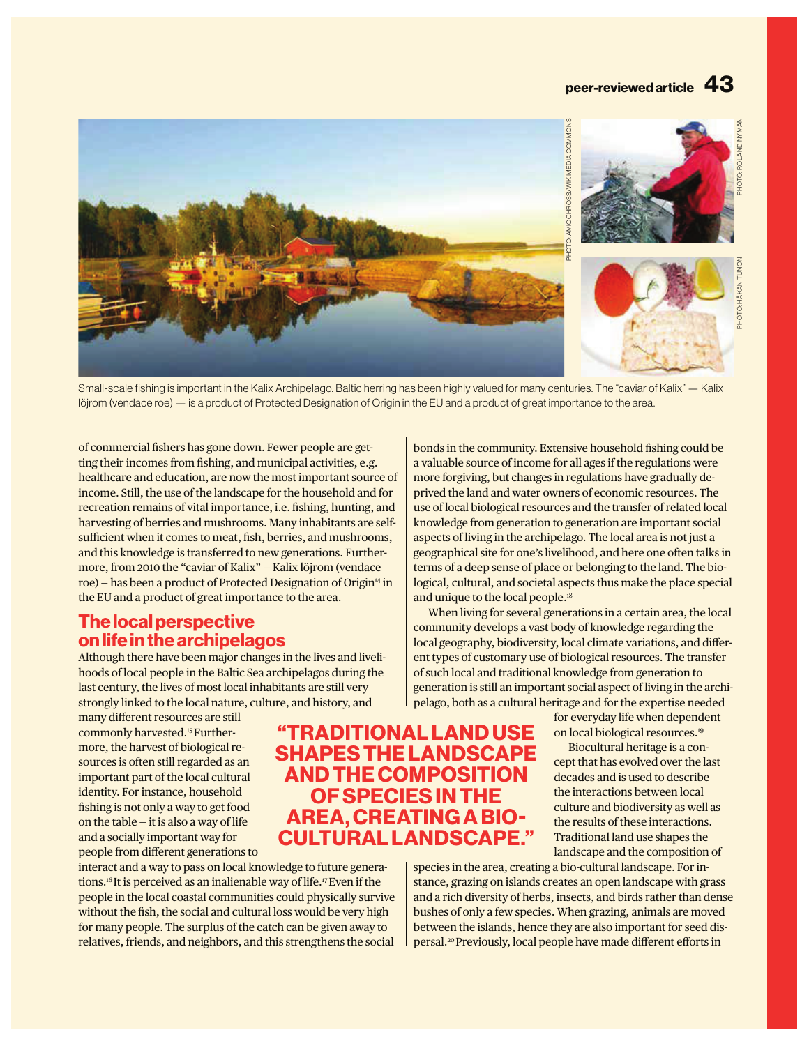Small-scale fishing is important in the Kalix Archipelago. Baltic herring has been highly valued for many centuries. The "caviar of Kalix" — Kalix löjrom (vendace roe) — is a product of Protected Designation of Origin in the EU and a product of great importance to the area.

of commercial fishers has gone down. Fewer people are getting their incomes from fishing, and municipal activities, e.g. healthcare and education, are now the most important source of income. Still, the use of the landscape for the household and for recreation remains of vital importance, i.e. fishing, hunting, and harvesting of berries and mushrooms. Many inhabitants are self-sufficient when it comes to meat, fish, berries, and mushrooms, and this knowledge is transferred to new generations. Furthermore, from 2010 the "caviar of Kalix" – Kalix löjrom (vendace roe) – has been a product of Protected Designation of Origin[14] in the EU and a product of great importance to the area.

## The local perspective on life in the archipelagos

Although there have been major changes in the lives and livelihoods of local people in the Baltic Sea archipelagos during the last century, the lives of most local inhabitants are still very strongly linked to the local nature, culture, and history, and many different resources are still commonly harvested.[15] Furthermore, the harvest of biological resources is often still regarded as an important part of the local cultural identity. For instance, household fishing is not only a way to get food on the table – it is also a way of life and a socially important way for people from different generations to interact and a way to pass on local knowledge to future generations.[16] It is perceived as an inalienable way of life.[17] Even if the people in the local coastal communities could physically survive without the fish, the social and cultural loss would be very high for many people. The surplus of the catch can be given away to relatives, friends, and neighbors, and this strengthens the social bonds in the community. Extensive household fishing could be a valuable source of income for all ages if the regulations were more forgiving, but changes in regulations have gradually deprived the land and water owners of economic resources. The use of local biological resources and the transfer of related local knowledge from generation to generation are important social aspects of living in the archipelago. The local area is not just a geographical site for one's livelihood, and here one often talks in terms of a deep sense of place or belonging to the land. The biological, cultural, and societal aspects thus make the place special and unique to the local people.[18]

When living for several generations in a certain area, the local community develops a vast body of knowledge regarding the local geography, biodiversity, local climate variations, and different types of customary use of biological resources. The transfer of such local and traditional knowledge from generation to generation is still an important social aspect of living in the archipelago, both as a cultural heritage and for the expertise needed for everyday life when dependent on local biological resources.[19]

> "TRADITIONAL LAND USE SHAPES THE LANDSCAPE AND THE COMPOSITION OF SPECIES IN THE AREA, CREATING A BIO-CULTURAL LANDSCAPE."

Biocultural heritage is a concept that has evolved over the last decades and is used to describe the interactions between local culture and biodiversity as well as the results of these interactions. Traditional land use shapes the landscape and the composition of species in the area, creating a bio-cultural landscape. For instance, grazing on islands creates an open landscape with grass and a rich diversity of herbs, insects, and birds rather than dense bushes of only a few species. When grazing, animals are moved between the islands, hence they are also important for seed dispersal.[20] Previously, local people have made different efforts in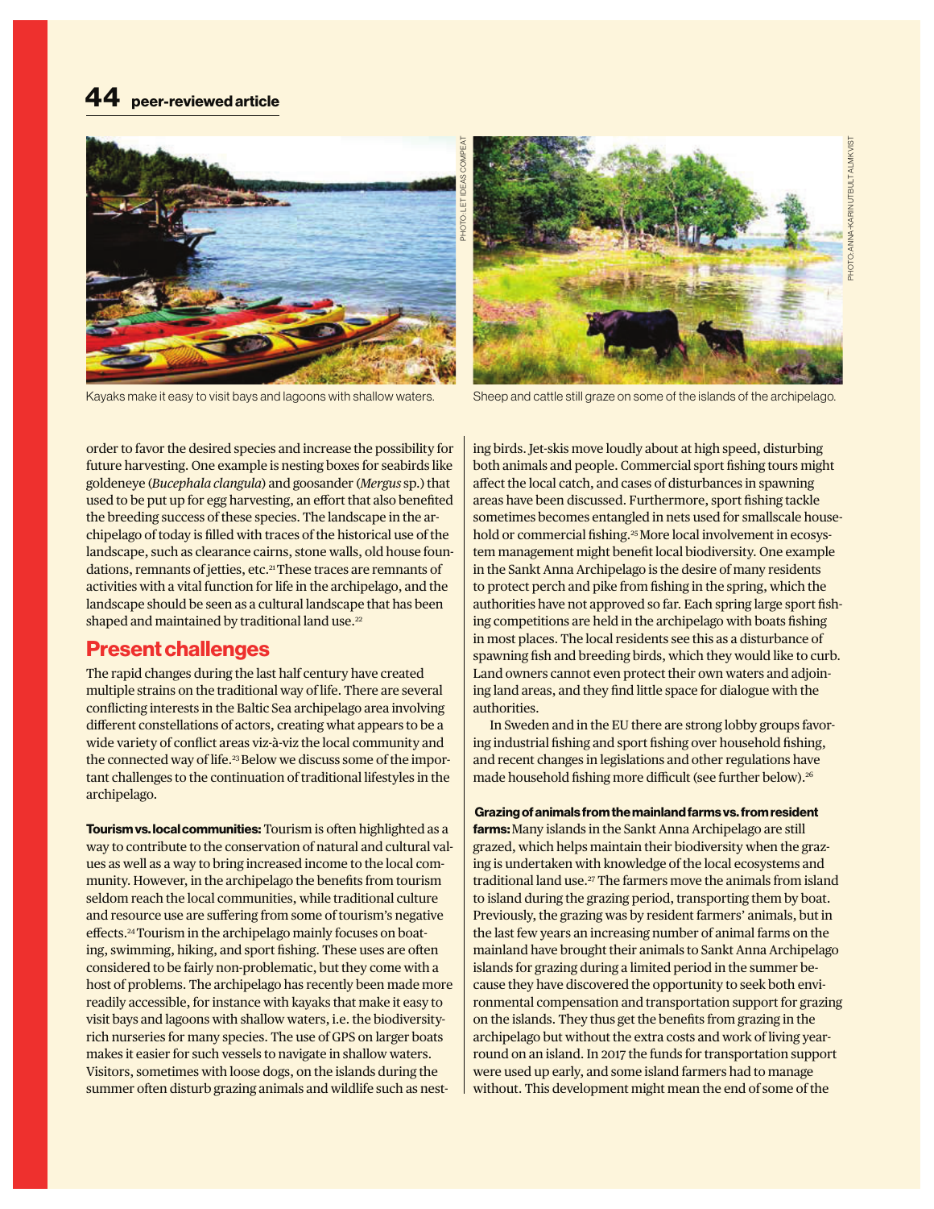Kayaks make it easy to visit bays and lagoons with shallow waters.

Sheep and cattle still graze on some of the islands of the archipelago.

order to favor the desired species and increase the possibility for future harvesting. One example is nesting boxes for seabirds like goldeneye (*Bucephala clangula*) and goosander (*Mergus* sp.) that used to be put up for egg harvesting, an effort that also benefited the breeding success of these species. The landscape in the archipelago of today is filled with traces of the historical use of the landscape, such as clearance cairns, stone walls, old house foundations, remnants of jetties, etc.[21] These traces are remnants of activities with a vital function for life in the archipelago, and the landscape should be seen as a cultural landscape that has been shaped and maintained by traditional land use.[22]

## Present challenges

The rapid changes during the last half century have created multiple strains on the traditional way of life. There are several conflicting interests in the Baltic Sea archipelago area involving different constellations of actors, creating what appears to be a wide variety of conflict areas viz-à-viz the local community and the connected way of life.[23] Below we discuss some of the important challenges to the continuation of traditional lifestyles in the archipelago.

**Tourism vs. local communities:** Tourism is often highlighted as a way to contribute to the conservation of natural and cultural values as well as a way to bring increased income to the local community. However, in the archipelago the benefits from tourism seldom reach the local communities, while traditional culture and resource use are suffering from some of tourism's negative effects.[24] Tourism in the archipelago mainly focuses on boating, swimming, hiking, and sport fishing. These uses are often considered to be fairly non-problematic, but they come with a host of problems. The archipelago has recently been made more readily accessible, for instance with kayaks that make it easy to visit bays and lagoons with shallow waters, i.e. the biodiversity-rich nurseries for many species. The use of GPS on larger boats makes it easier for such vessels to navigate in shallow waters. Visitors, sometimes with loose dogs, on the islands during the summer often disturb grazing animals and wildlife such as nesting birds. Jet-skis move loudly about at high speed, disturbing both animals and people. Commercial sport fishing tours might affect the local catch, and cases of disturbances in spawning areas have been discussed. Furthermore, sport fishing tackle sometimes becomes entangled in nets used for smallscale household or commercial fishing.[25] More local involvement in ecosystem management might benefit local biodiversity. One example in the Sankt Anna Archipelago is the desire of many residents to protect perch and pike from fishing in the spring, which the authorities have not approved so far. Each spring large sport fishing competitions are held in the archipelago with boats fishing in most places. The local residents see this as a disturbance of spawning fish and breeding birds, which they would like to curb. Land owners cannot even protect their own waters and adjoining land areas, and they find little space for dialogue with the authorities.

In Sweden and in the EU there are strong lobby groups favoring industrial fishing and sport fishing over household fishing, and recent changes in legislations and other regulations have made household fishing more difficult (see further below).[26]

**Grazing of animals from the mainland farms vs. from resident farms:** Many islands in the Sankt Anna Archipelago are still grazed, which helps maintain their biodiversity when the grazing is undertaken with knowledge of the local ecosystems and traditional land use.[27] The farmers move the animals from island to island during the grazing period, transporting them by boat. Previously, the grazing was by resident farmers' animals, but in the last few years an increasing number of animal farms on the mainland have brought their animals to Sankt Anna Archipelago islands for grazing during a limited period in the summer because they have discovered the opportunity to seek both environmental compensation and transportation support for grazing on the islands. They thus get the benefits from grazing in the archipelago but without the extra costs and work of living year-round on an island. In 2017 the funds for transportation support were used up early, and some island farmers had to manage without. This development might mean the end of some of the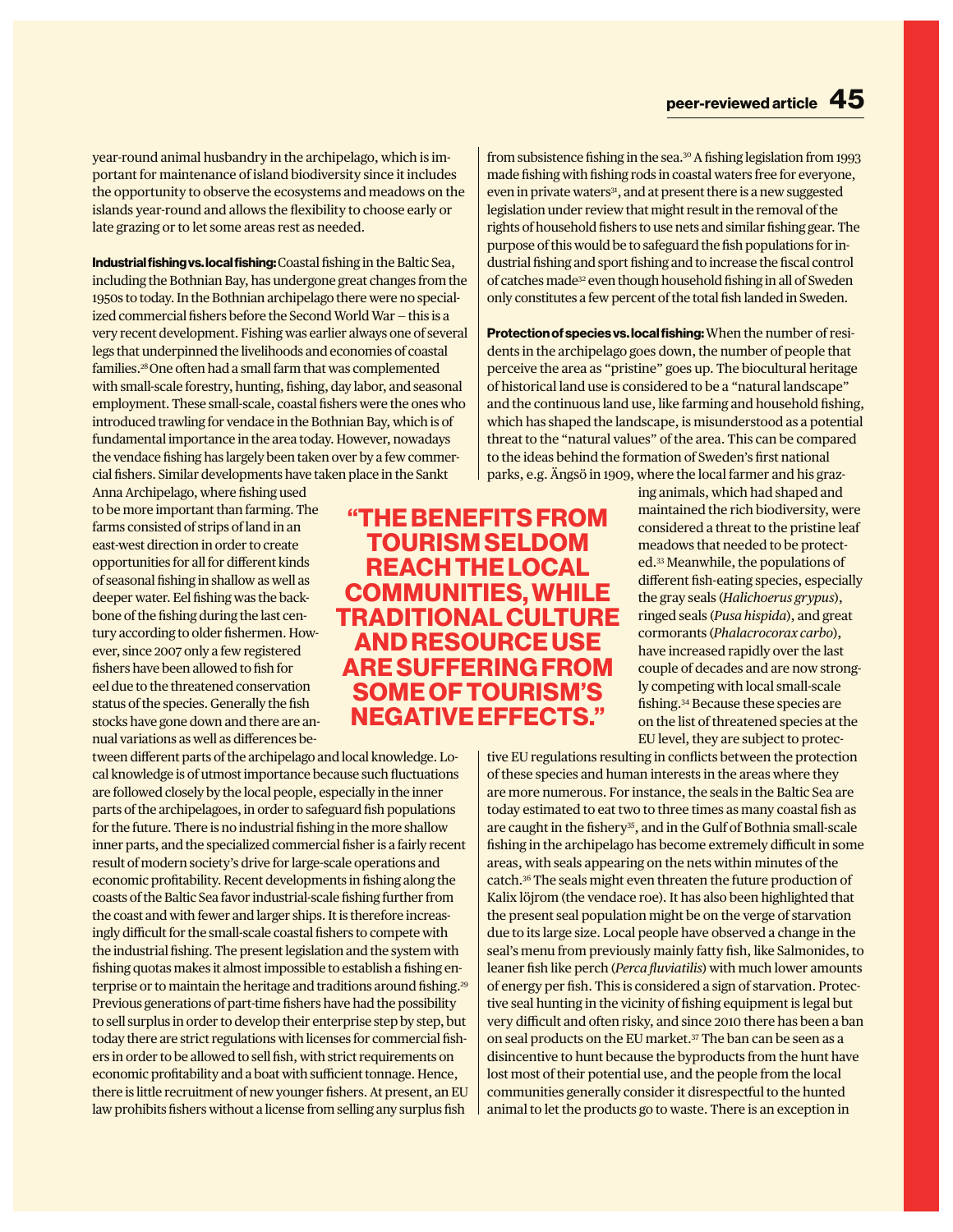year-round animal husbandry in the archipelago, which is important for maintenance of island biodiversity since it includes the opportunity to observe the ecosystems and meadows on the islands year-round and allows the flexibility to choose early or late grazing or to let some areas rest as needed.

**Industrial fishing vs. local fishing:** Coastal fishing in the Baltic Sea, including the Bothnian Bay, has undergone great changes from the 1950s to today. In the Bothnian archipelago there were no specialized commercial fishers before the Second World War – this is a very recent development. Fishing was earlier always one of several legs that underpinned the livelihoods and economies of coastal families.[28] One often had a small farm that was complemented with small-scale forestry, hunting, fishing, day labor, and seasonal employment. These small-scale, coastal fishers were the ones who introduced trawling for vendace in the Bothnian Bay, which is of fundamental importance in the area today. However, nowadays the vendace fishing has largely been taken over by a few commercial fishers. Similar developments have taken place in the Sankt Anna Archipelago, where fishing used to be more important than farming. The farms consisted of strips of land in an east-west direction in order to create opportunities for all for different kinds of seasonal fishing in shallow as well as deeper water. Eel fishing was the backbone of the fishing during the last century according to older fishermen. However, since 2007 only a few registered fishers have been allowed to fish for eel due to the threatened conservation status of the species. Generally the fish stocks have gone down and there are annual variations as well as differences between different parts of the archipelago and local knowledge. Local knowledge is of utmost importance because such fluctuations are followed closely by the local people, especially in the inner parts of the archipelagoes, in order to safeguard fish populations for the future. There is no industrial fishing in the more shallow inner parts, and the specialized commercial fisher is a fairly recent result of modern society's drive for large-scale operations and economic profitability. Recent developments in fishing along the coasts of the Baltic Sea favor industrial-scale fishing further from the coast and with fewer and larger ships. It is therefore increasingly difficult for the small-scale coastal fishers to compete with the industrial fishing. The present legislation and the system with fishing quotas makes it almost impossible to establish a fishing enterprise or to maintain the heritage and traditions around fishing.[29] Previous generations of part-time fishers have had the possibility to sell surplus in order to develop their enterprise step by step, but today there are strict regulations with licenses for commercial fishers in order to be allowed to sell fish, with strict requirements on economic profitability and a boat with sufficient tonnage. Hence, there is little recruitment of new younger fishers. At present, an EU law prohibits fishers without a license from selling any surplus fish from subsistence fishing in the sea.[30] A fishing legislation from 1993 made fishing with fishing rods in coastal waters free for everyone, even in private waters[31], and at present there is a new suggested legislation under review that might result in the removal of the rights of household fishers to use nets and similar fishing gear. The purpose of this would be to safeguard the fish populations for industrial fishing and sport fishing and to increase the fiscal control of catches made[32] even though household fishing in all of Sweden only constitutes a few percent of the total fish landed in Sweden.

**"THE BENEFITS FROM TOURISM SELDOM REACH THE LOCAL COMMUNITIES, WHILE TRADITIONAL CULTURE AND RESOURCE USE ARE SUFFERING FROM SOME OF TOURISM'S NEGATIVE EFFECTS."**

**Protection of species vs. local fishing:** When the number of residents in the archipelago goes down, the number of people that perceive the area as "pristine" goes up. The biocultural heritage of historical land use is considered to be a "natural landscape" and the continuous land use, like farming and household fishing, which has shaped the landscape, is misunderstood as a potential threat to the "natural values" of the area. This can be compared to the ideas behind the formation of Sweden's first national parks, e.g. Ängsö in 1909, where the local farmer and his grazing animals, which had shaped and maintained the rich biodiversity, were considered a threat to the pristine leaf meadows that needed to be protected.[33] Meanwhile, the populations of different fish-eating species, especially the gray seals (*Halichoerus grypus*), ringed seals (*Pusa hispida*), and great cormorants (*Phalacrocorax carbo*), have increased rapidly over the last couple of decades and are now strongly competing with local small-scale fishing.[34] Because these species are on the list of threatened species at the EU level, they are subject to protective EU regulations resulting in conflicts between the protection of these species and human interests in the areas where they are more numerous. For instance, the seals in the Baltic Sea are today estimated to eat two to three times as many coastal fish as are caught in the fishery[35], and in the Gulf of Bothnia small-scale fishing in the archipelago has become extremely difficult in some areas, with seals appearing on the nets within minutes of the catch.[36] The seals might even threaten the future production of Kalix löjrom (the vendace roe). It has also been highlighted that the present seal population might be on the verge of starvation due to its large size. Local people have observed a change in the seal's menu from previously mainly fatty fish, like Salmonides, to leaner fish like perch (*Perca fluviatilis*) with much lower amounts of energy per fish. This is considered a sign of starvation. Protective seal hunting in the vicinity of fishing equipment is legal but very difficult and often risky, and since 2010 there has been a ban on seal products on the EU market.[37] The ban can be seen as a disincentive to hunt because the byproducts from the hunt have lost most of their potential use, and the people from the local communities generally consider it disrespectful to the hunted animal to let the products go to waste. There is an exception in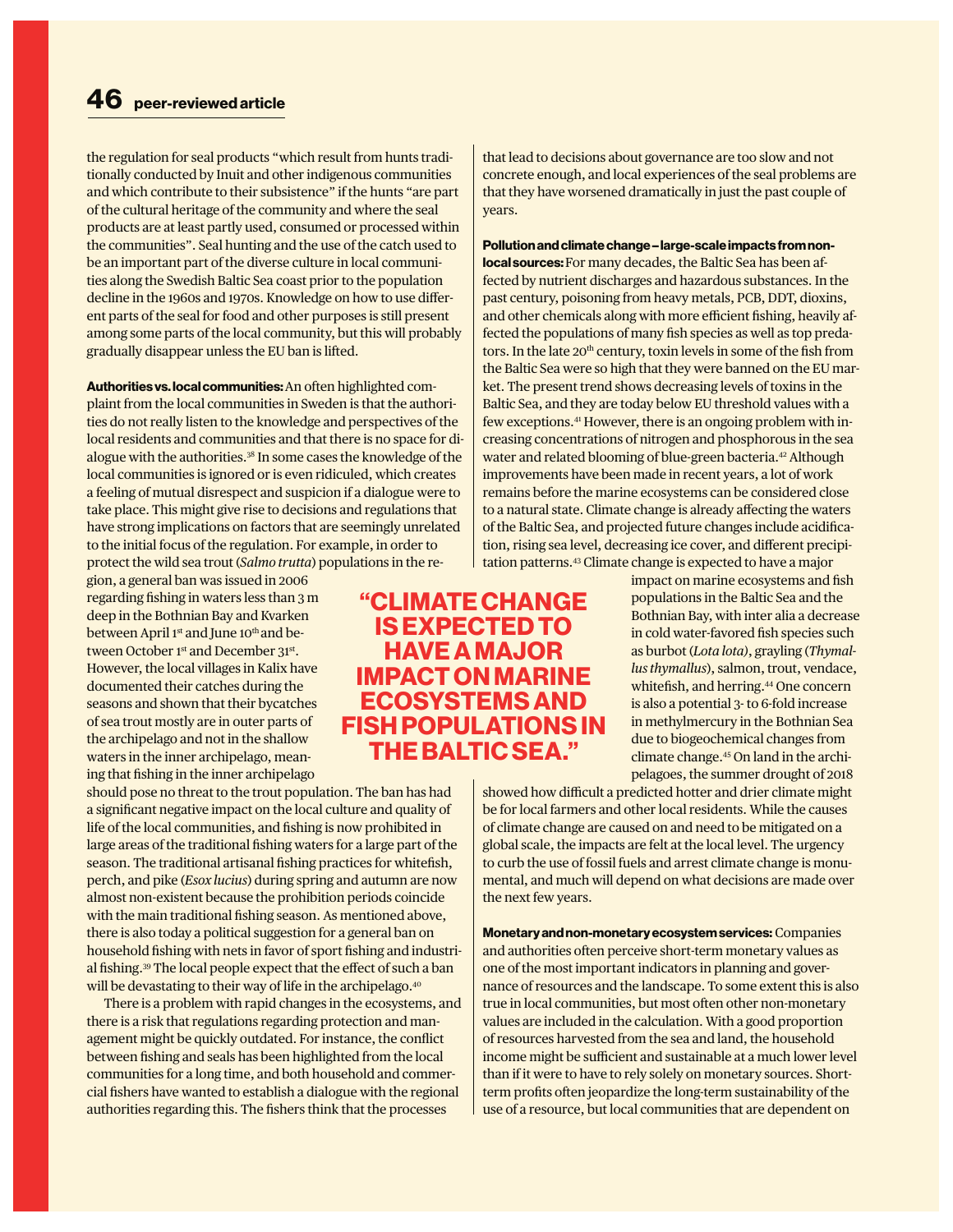the regulation for seal products "which result from hunts traditionally conducted by Inuit and other indigenous communities and which contribute to their subsistence" if the hunts "are part of the cultural heritage of the community and where the seal products are at least partly used, consumed or processed within the communities". Seal hunting and the use of the catch used to be an important part of the diverse culture in local communities along the Swedish Baltic Sea coast prior to the population decline in the 1960s and 1970s. Knowledge on how to use different parts of the seal for food and other purposes is still present among some parts of the local community, but this will probably gradually disappear unless the EU ban is lifted.

**Authorities vs. local communities:** An often highlighted complaint from the local communities in Sweden is that the authorities do not really listen to the knowledge and perspectives of the local residents and communities and that there is no space for dialogue with the authorities.[38] In some cases the knowledge of the local communities is ignored or is even ridiculed, which creates a feeling of mutual disrespect and suspicion if a dialogue were to take place. This might give rise to decisions and regulations that have strong implications on factors that are seemingly unrelated to the initial focus of the regulation. For example, in order to protect the wild sea trout (*Salmo trutta*) populations in the region, a general ban was issued in 2006 regarding fishing in waters less than 3 m deep in the Bothnian Bay and Kvarken between April 1st and June 10th and between October 1st and December 31st. However, the local villages in Kalix have documented their catches during the seasons and shown that their bycatches of sea trout mostly are in outer parts of the archipelago and not in the shallow waters in the inner archipelago, meaning that fishing in the inner archipelago should pose no threat to the trout population. The ban has had a significant negative impact on the local culture and quality of life of the local communities, and fishing is now prohibited in large areas of the traditional fishing waters for a large part of the season. The traditional artisanal fishing practices for whitefish, perch, and pike (*Esox lucius*) during spring and autumn are now almost non-existent because the prohibition periods coincide with the main traditional fishing season. As mentioned above, there is also today a political suggestion for a general ban on household fishing with nets in favor of sport fishing and industrial fishing.[39] The local people expect that the effect of such a ban will be devastating to their way of life in the archipelago.[40]

There is a problem with rapid changes in the ecosystems, and there is a risk that regulations regarding protection and management might be quickly outdated. For instance, the conflict between fishing and seals has been highlighted from the local communities for a long time, and both household and commercial fishers have wanted to establish a dialogue with the regional authorities regarding this. The fishers think that the processes that lead to decisions about governance are too slow and not concrete enough, and local experiences of the seal problems are that they have worsened dramatically in just the past couple of years.

**Pollution and climate change – large-scale impacts from non-local sources:** For many decades, the Baltic Sea has been affected by nutrient discharges and hazardous substances. In the past century, poisoning from heavy metals, PCB, DDT, dioxins, and other chemicals along with more efficient fishing, heavily affected the populations of many fish species as well as top predators. In the late 20th century, toxin levels in some of the fish from the Baltic Sea were so high that they were banned on the EU market. The present trend shows decreasing levels of toxins in the Baltic Sea, and they are today below EU threshold values with a few exceptions.[41] However, there is an ongoing problem with increasing concentrations of nitrogen and phosphorous in the sea water and related blooming of blue-green bacteria.[42] Although improvements have been made in recent years, a lot of work remains before the marine ecosystems can be considered close to a natural state. Climate change is already affecting the waters of the Baltic Sea, and projected future changes include acidification, rising sea level, decreasing ice cover, and different precipitation patterns.[43] Climate change is expected to have a major impact on marine ecosystems and fish populations in the Baltic Sea and the Bothnian Bay, with inter alia a decrease in cold water-favored fish species such as burbot (*Lota lota*), grayling (*Thymallus thymallus*), salmon, trout, vendace, whitefish, and herring.[44] One concern is also a potential 3- to 6-fold increase in methylmercury in the Bothnian Sea due to biogeochemical changes from climate change.[45] On land in the archipelagoes, the summer drought of 2018 showed how difficult a predicted hotter and drier climate might be for local farmers and other local residents. While the causes of climate change are caused on and need to be mitigated on a global scale, the impacts are felt at the local level. The urgency to curb the use of fossil fuels and arrest climate change is monumental, and much will depend on what decisions are made over the next few years.

> **"CLIMATE CHANGE IS EXPECTED TO HAVE A MAJOR IMPACT ON MARINE ECOSYSTEMS AND FISH POPULATIONS IN THE BALTIC SEA."**

**Monetary and non-monetary ecosystem services:** Companies and authorities often perceive short-term monetary values as one of the most important indicators in planning and governance of resources and the landscape. To some extent this is also true in local communities, but most often other non-monetary values are included in the calculation. With a good proportion of resources harvested from the sea and land, the household income might be sufficient and sustainable at a much lower level than if it were to have to rely solely on monetary sources. Short-term profits often jeopardize the long-term sustainability of the use of a resource, but local communities that are dependent on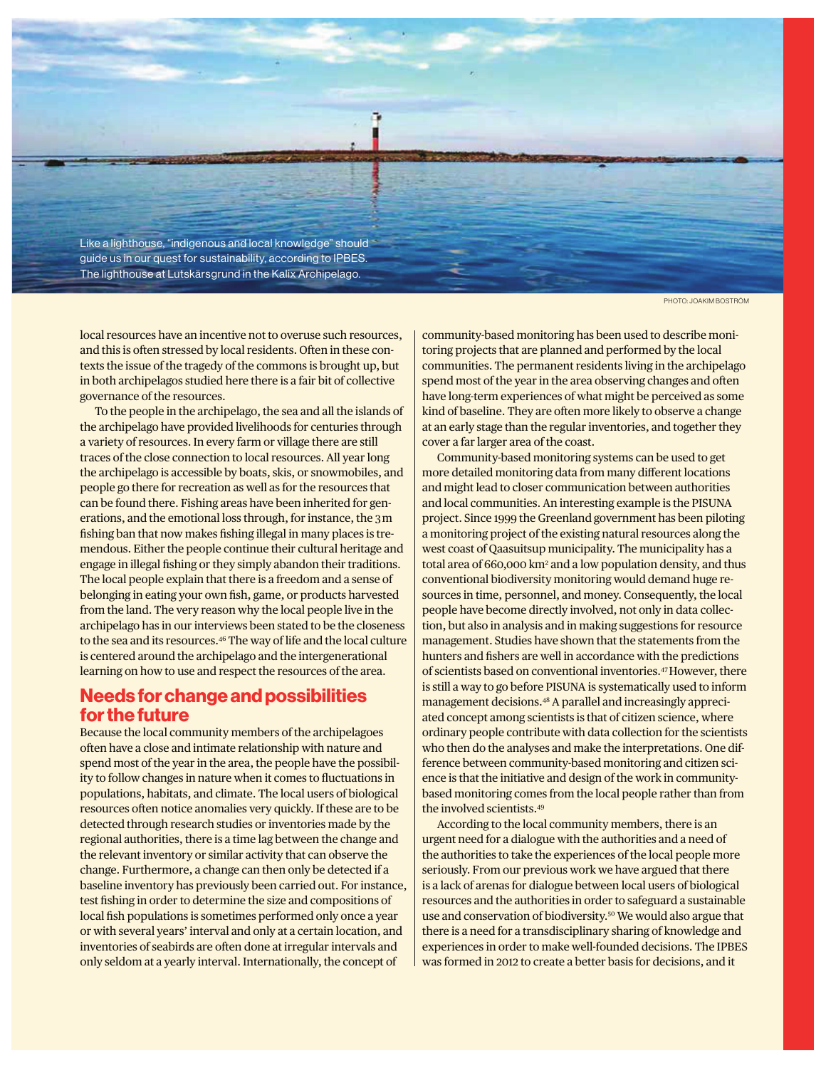Like a lighthouse, "indigenous and local knowledge" should guide us in our quest for sustainability, according to IPBES. The lighthouse at Lutskärsgrund in the Kalix Archipelago.

PHOTO: JOAKIM BOSTRÖM

local resources have an incentive not to overuse such resources, and this is often stressed by local residents. Often in these contexts the issue of the tragedy of the commons is brought up, but in both archipelagos studied here there is a fair bit of collective governance of the resources.

To the people in the archipelago, the sea and all the islands of the archipelago have provided livelihoods for centuries through a variety of resources. In every farm or village there are still traces of the close connection to local resources. All year long the archipelago is accessible by boats, skis, or snowmobiles, and people go there for recreation as well as for the resources that can be found there. Fishing areas have been inherited for generations, and the emotional loss through, for instance, the 3 m fishing ban that now makes fishing illegal in many places is tremendous. Either the people continue their cultural heritage and engage in illegal fishing or they simply abandon their traditions. The local people explain that there is a freedom and a sense of belonging in eating your own fish, game, or products harvested from the land. The very reason why the local people live in the archipelago has in our interviews been stated to be the closeness to the sea and its resources.[46] The way of life and the local culture is centered around the archipelago and the intergenerational learning on how to use and respect the resources of the area.

## Needs for change and possibilities for the future

Because the local community members of the archipelagoes often have a close and intimate relationship with nature and spend most of the year in the area, the people have the possibility to follow changes in nature when it comes to fluctuations in populations, habitats, and climate. The local users of biological resources often notice anomalies very quickly. If these are to be detected through research studies or inventories made by the regional authorities, there is a time lag between the change and the relevant inventory or similar activity that can observe the change. Furthermore, a change can then only be detected if a baseline inventory has previously been carried out. For instance, test fishing in order to determine the size and compositions of local fish populations is sometimes performed only once a year or with several years' interval and only at a certain location, and inventories of seabirds are often done at irregular intervals and only seldom at a yearly interval. Internationally, the concept of community-based monitoring has been used to describe monitoring projects that are planned and performed by the local communities. The permanent residents living in the archipelago spend most of the year in the area observing changes and often have long-term experiences of what might be perceived as some kind of baseline. They are often more likely to observe a change at an early stage than the regular inventories, and together they cover a far larger area of the coast.

Community-based monitoring systems can be used to get more detailed monitoring data from many different locations and might lead to closer communication between authorities and local communities. An interesting example is the PISUNA project. Since 1999 the Greenland government has been piloting a monitoring project of the existing natural resources along the west coast of Qaasuitsup municipality. The municipality has a total area of 660,000 km$^2$ and a low population density, and thus conventional biodiversity monitoring would demand huge resources in time, personnel, and money. Consequently, the local people have become directly involved, not only in data collection, but also in analysis and in making suggestions for resource management. Studies have shown that the statements from the hunters and fishers are well in accordance with the predictions of scientists based on conventional inventories.[47] However, there is still a way to go before PISUNA is systematically used to inform management decisions.[48] A parallel and increasingly appreciated concept among scientists is that of citizen science, where ordinary people contribute with data collection for the scientists who then do the analyses and make the interpretations. One difference between community-based monitoring and citizen science is that the initiative and design of the work in community-based monitoring comes from the local people rather than from the involved scientists.[49]

According to the local community members, there is an urgent need for a dialogue with the authorities and a need of the authorities to take the experiences of the local people more seriously. From our previous work we have argued that there is a lack of arenas for dialogue between local users of biological resources and the authorities in order to safeguard a sustainable use and conservation of biodiversity.[50] We would also argue that there is a need for a transdisciplinary sharing of knowledge and experiences in order to make well-founded decisions. The IPBES was formed in 2012 to create a better basis for decisions, and it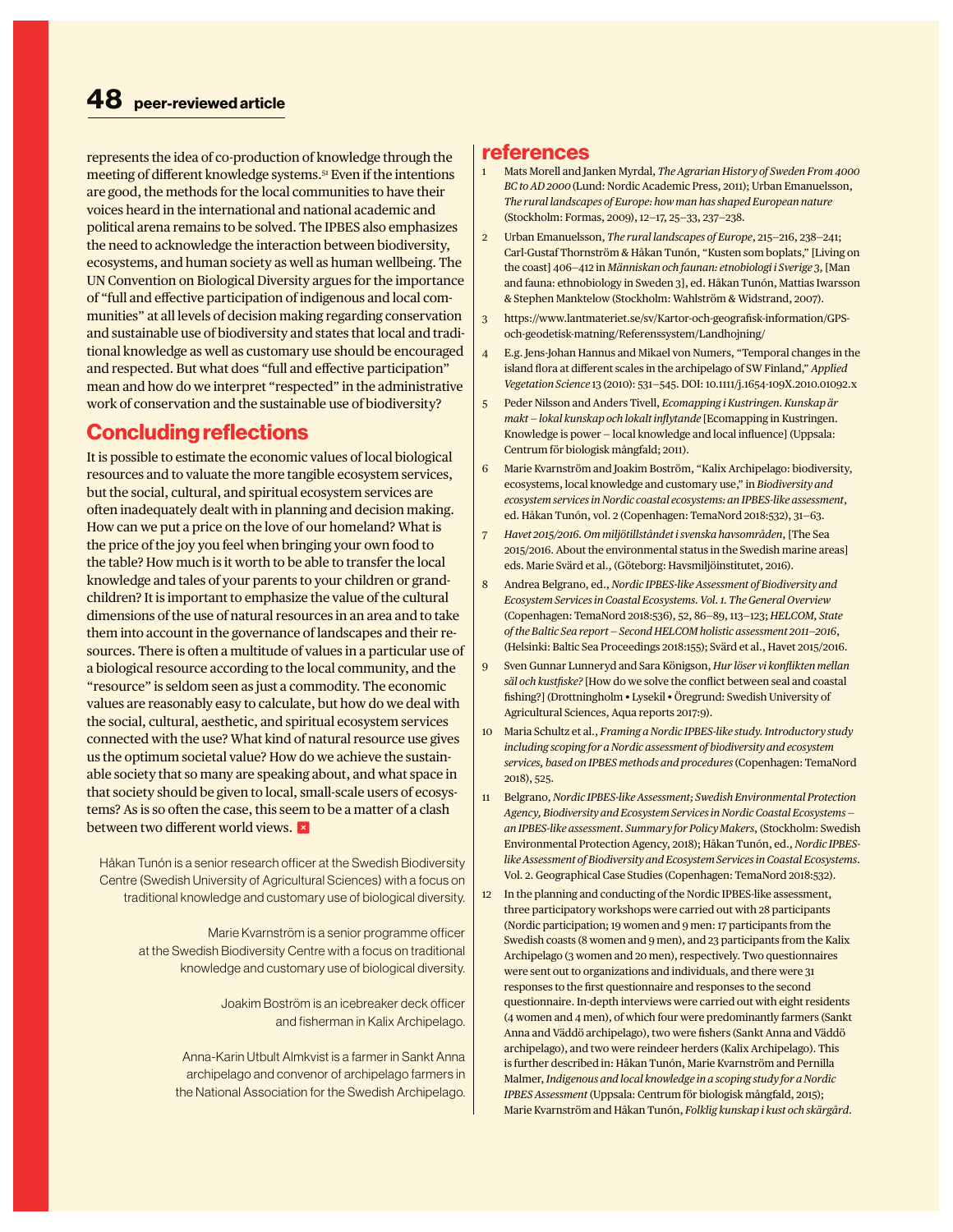represents the idea of co-production of knowledge through the meeting of different knowledge systems.[51] Even if the intentions are good, the methods for the local communities to have their voices heard in the international and national academic and political arena remains to be solved. The IPBES also emphasizes the need to acknowledge the interaction between biodiversity, ecosystems, and human society as well as human wellbeing. The UN Convention on Biological Diversity argues for the importance of "full and effective participation of indigenous and local communities" at all levels of decision making regarding conservation and sustainable use of biodiversity and states that local and traditional knowledge as well as customary use should be encouraged and respected. But what does "full and effective participation" mean and how do we interpret "respected" in the administrative work of conservation and the sustainable use of biodiversity?

## Concluding reflections

It is possible to estimate the economic values of local biological resources and to valuate the more tangible ecosystem services, but the social, cultural, and spiritual ecosystem services are often inadequately dealt with in planning and decision making. How can we put a price on the love of our homeland? What is the price of the joy you feel when bringing your own food to the table? How much is it worth to be able to transfer the local knowledge and tales of your parents to your children or grandchildren? It is important to emphasize the value of the cultural dimensions of the use of natural resources in an area and to take them into account in the governance of landscapes and their resources. There is often a multitude of values in a particular use of a biological resource according to the local community, and the "resource" is seldom seen as just a commodity. The economic values are reasonably easy to calculate, but how do we deal with the social, cultural, aesthetic, and spiritual ecosystem services connected with the use? What kind of natural resource use gives us the optimum societal value? How do we achieve the sustainable society that so many are speaking about, and what space in that society should be given to local, small-scale users of ecosystems? As is so often the case, this seem to be a matter of a clash between two different world views.

Håkan Tunón is a senior research officer at the Swedish Biodiversity Centre (Swedish University of Agricultural Sciences) with a focus on traditional knowledge and customary use of biological diversity.

Marie Kvarnström is a senior programme officer at the Swedish Biodiversity Centre with a focus on traditional knowledge and customary use of biological diversity.

Joakim Boström is an icebreaker deck officer and fisherman in Kalix Archipelago.

Anna-Karin Utbult Almkvist is a farmer in Sankt Anna archipelago and convenor of archipelago farmers in the National Association for the Swedish Archipelago.

## references

1. Mats Morell and Janken Myrdal, *The Agrarian History of Sweden From 4000 BC to AD 2000* (Lund: Nordic Academic Press, 2011); Urban Emanuelsson, *The rural landscapes of Europe: how man has shaped European nature* (Stockholm: Formas, 2009), 12–17, 25–33, 237–238.
2. Urban Emanuelsson, *The rural landscapes of Europe*, 215–216, 238–241; Carl-Gustaf Thornström & Håkan Tunón, "Kusten som boplats," [Living on the coast] 406–412 in *Människan och faunan: etnobiologi i Sverige 3*, [Man and fauna: ethnobiology in Sweden 3], ed. Håkan Tunón, Mattias Iwarsson & Stephen Manktelow (Stockholm: Wahlström & Widstrand, 2007).
3. https://www.lantmateriet.se/sv/Kartor-och-geografisk-information/GPS-och-geodetisk-matning/Referenssystem/Landhojning/
4. E.g. Jens-Johan Hannus and Mikael von Numers, "Temporal changes in the island flora at different scales in the archipelago of SW Finland," *Applied Vegetation Science* 13 (2010): 531–545. DOI: 10.1111/j.1654-109X.2010.01092.x
5. Peder Nilsson and Anders Tivell, *Ecomapping i Kustringen. Kunskap är makt – lokal kunskap och lokalt inflytande* [Ecomapping in Kustringen. Knowledge is power – local knowledge and local influence] (Uppsala: Centrum för biologisk mångfald; 2011).
6. Marie Kvarnström and Joakim Boström, "Kalix Archipelago: biodiversity, ecosystems, local knowledge and customary use," in *Biodiversity and ecosystem services in Nordic coastal ecosystems: an IPBES-like assessment*, ed. Håkan Tunón, vol. 2 (Copenhagen: TemaNord 2018:532), 31–63.
7. *Havet 2015/2016. Om miljötillståndet i svenska havsområden*, [The Sea 2015/2016. About the environmental status in the Swedish marine areas] eds. Marie Svärd et al., (Göteborg: Havsmiljöinstitutet, 2016).
8. Andrea Belgrano, ed., *Nordic IPBES-like Assessment of Biodiversity and Ecosystem Services in Coastal Ecosystems. Vol. 1. The General Overview* (Copenhagen: TemaNord 2018:536), 52, 86–89, 113–123; *HELCOM, State of the Baltic Sea report – Second HELCOM holistic assessment 2011–2016*, (Helsinki: Baltic Sea Proceedings 2018:155); Svärd et al., Havet 2015/2016.
9. Sven Gunnar Lunneryd and Sara Königson, *Hur löser vi konflikten mellan säl och kustfiske?* [How do we solve the conflict between seal and coastal fishing?] (Drottningholm • Lysekil • Öregrund: Swedish University of Agricultural Sciences, Aqua reports 2017:9).
10. Maria Schultz et al., *Framing a Nordic IPBES-like study. Introductory study including scoping for a Nordic assessment of biodiversity and ecosystem services, based on IPBES methods and procedures* (Copenhagen: TemaNord 2018), 525.
11. Belgrano, *Nordic IPBES-like Assessment; Swedish Environmental Protection Agency, Biodiversity and Ecosystem Services in Nordic Coastal Ecosystems – an IPBES-like assessment. Summary for Policy Makers*, (Stockholm: Swedish Environmental Protection Agency, 2018); Håkan Tunón, ed., *Nordic IPBES-like Assessment of Biodiversity and Ecosystem Services in Coastal Ecosystems*. Vol. 2. Geographical Case Studies (Copenhagen: TemaNord 2018:532).
12. In the planning and conducting of the Nordic IPBES-like assessment, three participatory workshops were carried out with 28 participants (Nordic participation; 19 women and 9 men: 17 participants from the Swedish coasts (8 women and 9 men), and 23 participants from the Kalix Archipelago (3 women and 20 men), respectively. Two questionnaires were sent out to organizations and individuals, and there were 31 responses to the first questionnaire and responses to the second questionnaire. In-depth interviews were carried out with eight residents (4 women and 4 men), of which four were predominantly farmers (Sankt Anna and Väddö archipelago), two were fishers (Sankt Anna and Väddö archipelago), and two were reindeer herders (Kalix Archipelago). This is further described in: Håkan Tunón, Marie Kvarnström and Pernilla Malmer, *Indigenous and local knowledge in a scoping study for a Nordic IPBES Assessment* (Uppsala: Centrum för biologisk mångfald, 2015); Marie Kvarnström and Håkan Tunón, *Folklig kunskap i kust och skärgård*.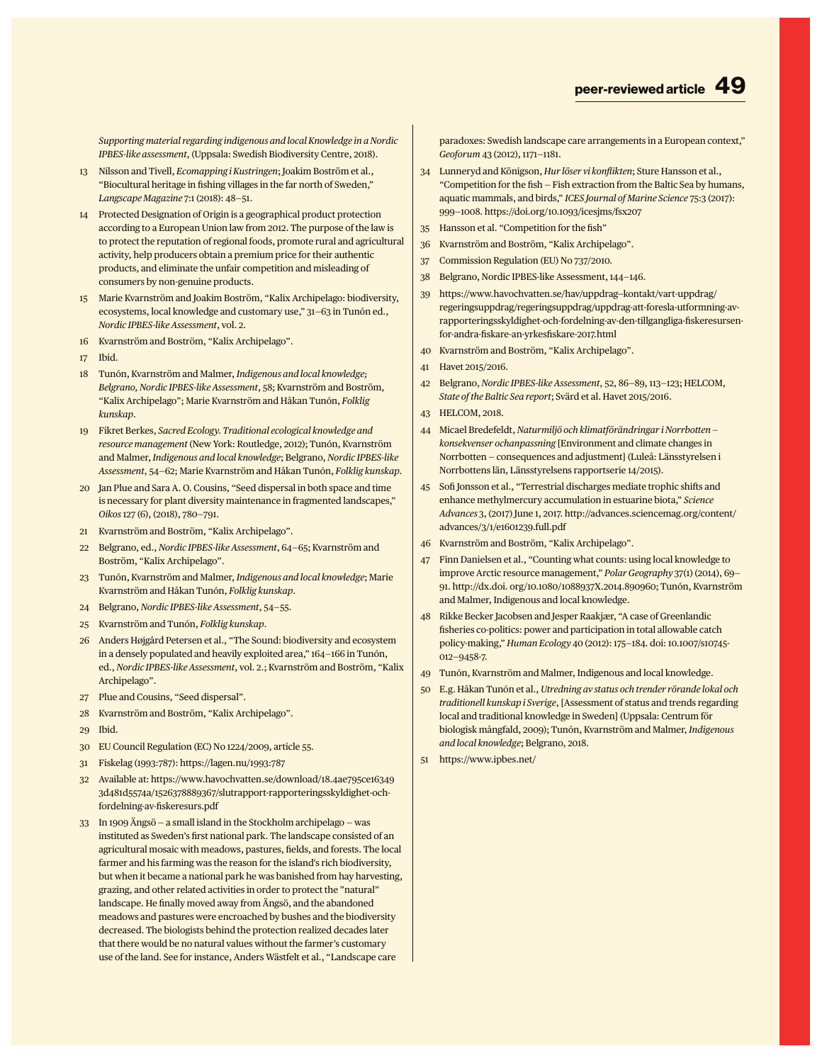*Supporting material regarding indigenous and local Knowledge in a Nordic IPBES-like assessment*, (Uppsala: Swedish Biodiversity Centre, 2018).

13 Nilsson and Tivell, *Ecomapping i Kustringen*; Joakim Boström et al., "Biocultural heritage in fishing villages in the far north of Sweden," *Langscape Magazine* 7:1 (2018): 48–51.

14 Protected Designation of Origin is a geographical product protection according to a European Union law from 2012. The purpose of the law is to protect the reputation of regional foods, promote rural and agricultural activity, help producers obtain a premium price for their authentic products, and eliminate the unfair competition and misleading of consumers by non-genuine products.

15 Marie Kvarnström and Joakim Boström, "Kalix Archipelago: biodiversity, ecosystems, local knowledge and customary use," 31–63 in Tunón ed., *Nordic IPBES-like Assessment*, vol. 2.

16 Kvarnström and Boström, "Kalix Archipelago".

17 Ibid.

18 Tunón, Kvarnström and Malmer, *Indigenous and local knowledge; Belgrano, Nordic IPBES-like Assessment*, 58; Kvarnström and Boström, "Kalix Archipelago"; Marie Kvarnström and Håkan Tunón, *Folklig kunskap*.

19 Fikret Berkes, *Sacred Ecology. Traditional ecological knowledge and resource management* (New York: Routledge, 2012); Tunón, Kvarnström and Malmer, *Indigenous and local knowledge*; Belgrano, *Nordic IPBES-like Assessment*, 54–62; Marie Kvarnström and Håkan Tunón, *Folklig kunskap*.

20 Jan Plue and Sara A. O. Cousins, "Seed dispersal in both space and time is necessary for plant diversity maintenance in fragmented landscapes," *Oikos* 127 (6), (2018), 780–791.

21 Kvarnström and Boström, "Kalix Archipelago".

22 Belgrano, ed., *Nordic IPBES-like Assessment*, 64–65; Kvarnström and Boström, "Kalix Archipelago".

23 Tunón, Kvarnström and Malmer, *Indigenous and local knowledge*; Marie Kvarnström and Håkan Tunón, *Folklig kunskap*.

24 Belgrano, *Nordic IPBES-like Assessment*, 54–55.

25 Kvarnström and Tunón, *Folklig kunskap*.

26 Anders Højgård Petersen et al., "The Sound: biodiversity and ecosystem in a densely populated and heavily exploited area," 164–166 in Tunón, ed., *Nordic IPBES-like Assessment*, vol. 2.; Kvarnström and Boström, "Kalix Archipelago".

27 Plue and Cousins, "Seed dispersal".

28 Kvarnström and Boström, "Kalix Archipelago".

29 Ibid.

30 EU Council Regulation (EC) No 1224/2009, article 55.

31 Fiskelag (1993:787): https://lagen.nu/1993:787

32 Available at: https://www.havochvatten.se/download/18.4ae795ce16349 3d481d5574a/1526378889367/slutrapport-rapporteringsskyldighet-och-fordelning-av-fiskeresurs.pdf

33 In 1909 Ängsö – a small island in the Stockholm archipelago – was instituted as Sweden's first national park. The landscape consisted of an agricultural mosaic with meadows, pastures, fields, and forests. The local farmer and his farming was the reason for the island's rich biodiversity, but when it became a national park he was banished from hay harvesting, grazing, and other related activities in order to protect the "natural" landscape. He finally moved away from Ängsö, and the abandoned meadows and pastures were encroached by bushes and the biodiversity decreased. The biologists behind the protection realized decades later that there would be no natural values without the farmer's customary use of the land. See for instance, Anders Wästfelt et al., "Landscape care paradoxes: Swedish landscape care arrangements in a European context," *Geoforum* 43 (2012), 1171–1181.

34 Lunneryd and Königson, *Hur löser vi konflikten*; Sture Hansson et al., "Competition for the fish – Fish extraction from the Baltic Sea by humans, aquatic mammals, and birds," *ICES Journal of Marine Science* 75:3 (2017): 999–1008. https://doi.org/10.1093/icesjms/fsx207

35 Hansson et al. "Competition for the fish"

36 Kvarnström and Boström, "Kalix Archipelago".

37 Commission Regulation (EU) No 737/2010.

38 Belgrano, Nordic IPBES-like Assessment, 144–146.

39 https://www.havochvatten.se/hav/uppdrag--kontakt/vart-uppdrag/regeringsuppdrag/regeringsuppdrag/uppdrag-att-foresla-utformning-av-rapporteringsskyldighet-och-fordelning-av-den-tillgangliga-fiskeresursen-for-andra-fiskare-an-yrkesfiskare-2017.html

40 Kvarnström and Boström, "Kalix Archipelago".

41 Havet 2015/2016.

42 Belgrano, *Nordic IPBES-like Assessment*, 52, 86–89, 113–123; HELCOM, *State of the Baltic Sea report*; Svärd et al. Havet 2015/2016.

43 HELCOM, 2018.

44 Micael Bredefeldt, *Naturmiljö och klimatförändringar i Norrbotten – konsekvenser ochanpassning* [Environment and climate changes in Norrbotten – consequences and adjustment] (Luleå: Länsstyrelsen i Norrbottens län, Länsstyrelsens rapportserie 14/2015).

45 Sofi Jonsson et al., "Terrestrial discharges mediate trophic shifts and enhance methylmercury accumulation in estuarine biota," *Science Advances* 3, (2017) June 1, 2017. http://advances.sciencemag.org/content/advances/3/1/e1601239.full.pdf

46 Kvarnström and Boström, "Kalix Archipelago".

47 Finn Danielsen et al., "Counting what counts: using local knowledge to improve Arctic resource management," *Polar Geography* 37(1) (2014), 69–91. http://dx.doi. org/10.1080/1088937X.2014.890960; Tunón, Kvarnström and Malmer, Indigenous and local knowledge.

48 Rikke Becker Jacobsen and Jesper Raakjær, "A case of Greenlandic fisheries co-politics: power and participation in total allowable catch policy-making," *Human Ecology* 40 (2012): 175–184. doi: 10.1007/s10745-012–9458-7.

49 Tunón, Kvarnström and Malmer, Indigenous and local knowledge.

50 E.g. Håkan Tunón et al., *Utredning av status och trender rörande lokal och traditionell kunskap i Sverige*, [Assessment of status and trends regarding local and traditional knowledge in Sweden] (Uppsala: Centrum för biologisk mångfald, 2009); Tunón, Kvarnström and Malmer, *Indigenous and local knowledge*; Belgrano, 2018.

51 https://www.ipbes.net/